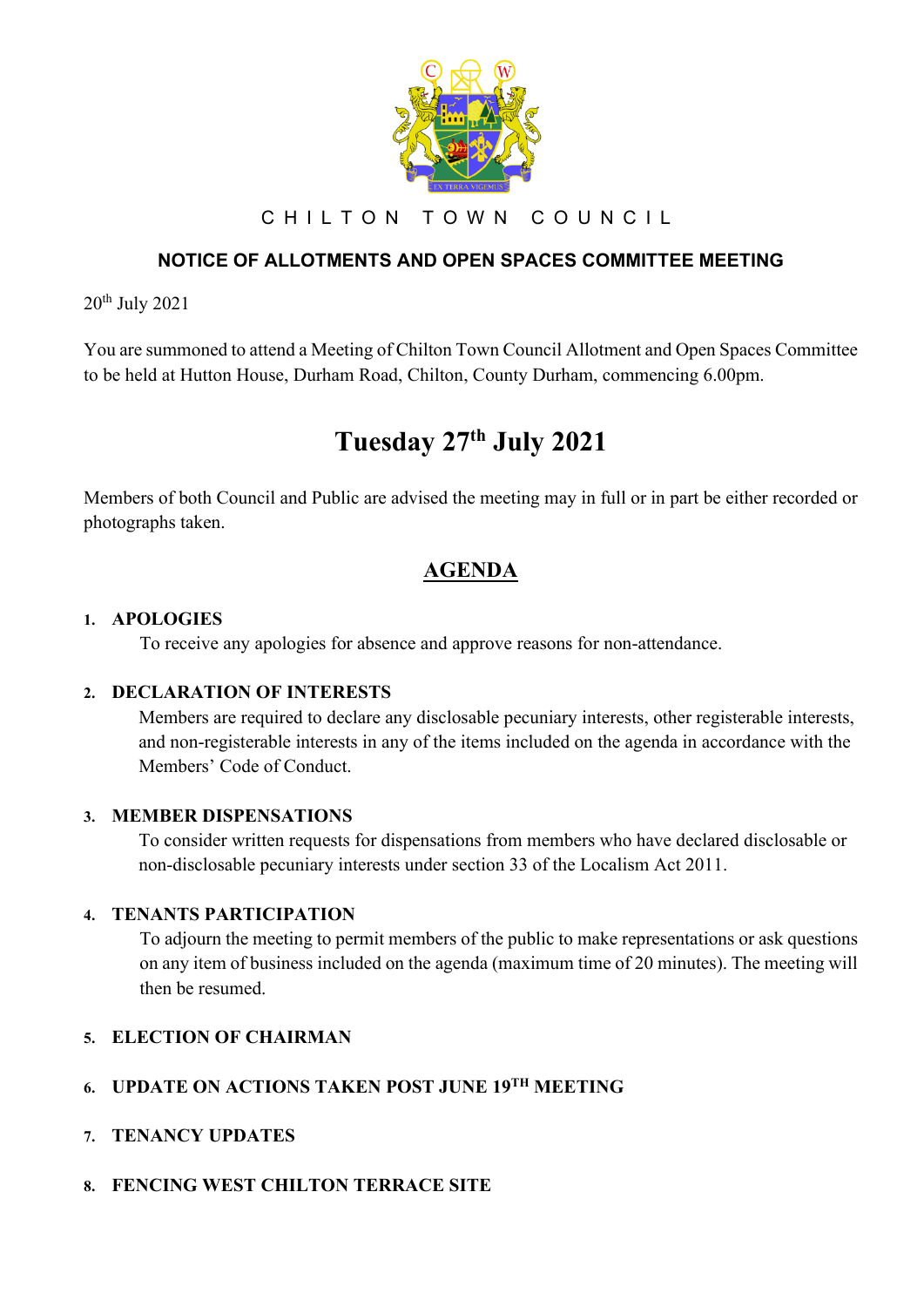# CHILTON TOWN COUNCIL

## NOTICE OF ALLOTMENTS AND OPEN SPACES COMMITTEE MEETING

20th July 2021

You are summoned to attend a Meeting of Chilton Town Council Allotment and Open Spaces Committee to be held at Hutton House, Durham Road, Chilton, County Durham, commencing 6.00pm.

# Tuesday 27th July 2021

Members of both Council and Public are advised the meeting may in full or in part be either recorded or photographs taken.

## AGENDA

1. **APOLOGIES**
   To receive any apologies for absence and approve reasons for non-attendance.

2. **DECLARATION OF INTERESTS**
   Members are required to declare any disclosable pecuniary interests, other registerable interests, and non-registerable interests in any of the items included on the agenda in accordance with the Members' Code of Conduct.

3. **MEMBER DISPENSATIONS**
   To consider written requests for dispensations from members who have declared disclosable or non-disclosable pecuniary interests under section 33 of the Localism Act 2011.

4. **TENANTS PARTICIPATION**
   To adjourn the meeting to permit members of the public to make representations or ask questions on any item of business included on the agenda (maximum time of 20 minutes). The meeting will then be resumed.

5. **ELECTION OF CHAIRMAN**

6. **UPDATE ON ACTIONS TAKEN POST JUNE 19TH MEETING**

7. **TENANCY UPDATES**

8. **FENCING WEST CHILTON TERRACE SITE**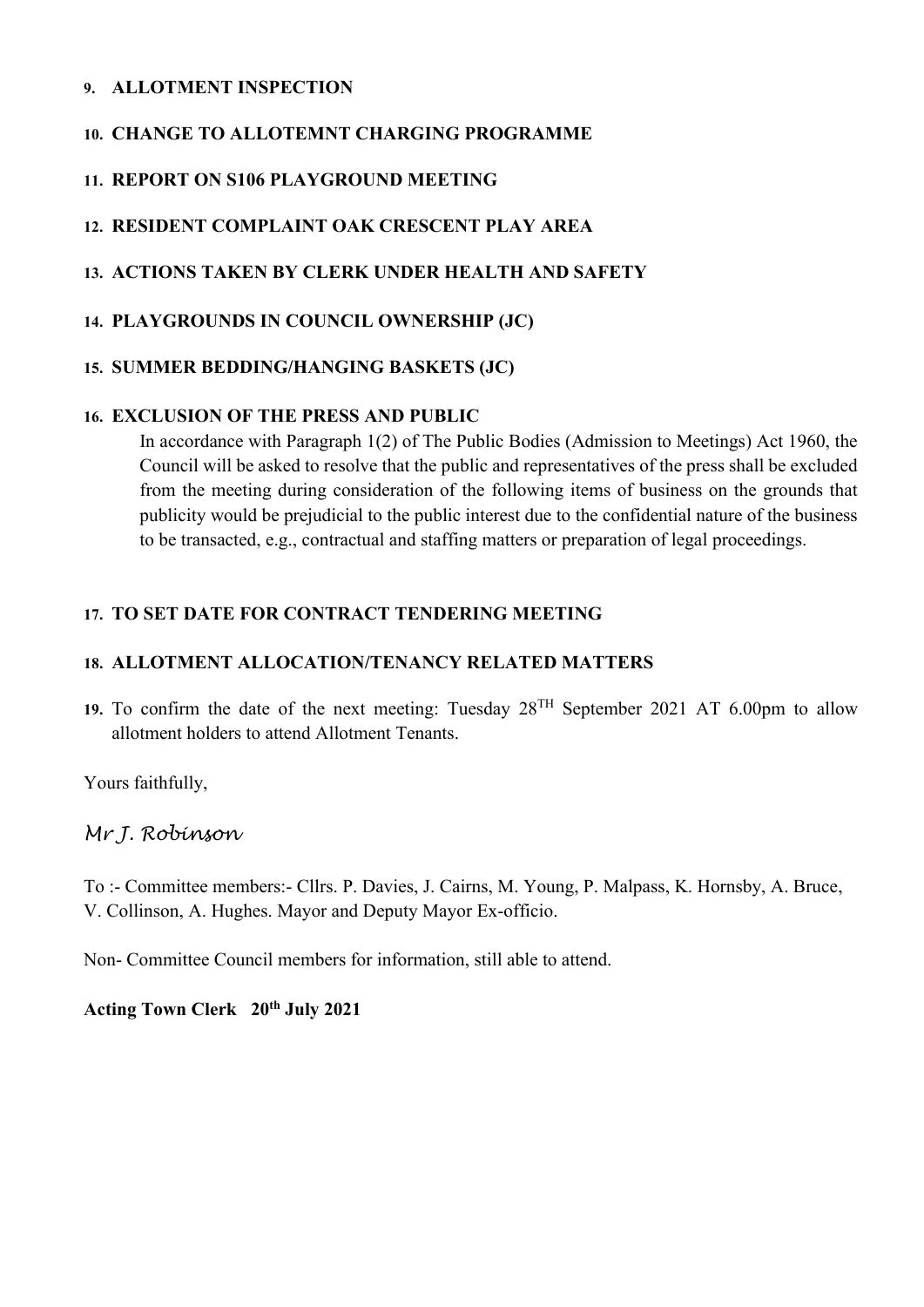9. **ALLOTMENT INSPECTION**

10. **CHANGE TO ALLOTEMNT CHARGING PROGRAMME**

11. **REPORT ON S106 PLAYGROUND MEETING**

12. **RESIDENT COMPLAINT OAK CRESCENT PLAY AREA**

13. **ACTIONS TAKEN BY CLERK UNDER HEALTH AND SAFETY**

14. **PLAYGROUNDS IN COUNCIL OWNERSHIP (JC)**

15. **SUMMER BEDDING/HANGING BASKETS (JC)**

16. **EXCLUSION OF THE PRESS AND PUBLIC**

    In accordance with Paragraph 1(2) of The Public Bodies (Admission to Meetings) Act 1960, the Council will be asked to resolve that the public and representatives of the press shall be excluded from the meeting during consideration of the following items of business on the grounds that publicity would be prejudicial to the public interest due to the confidential nature of the business to be transacted, e.g., contractual and staffing matters or preparation of legal proceedings.

17. **TO SET DATE FOR CONTRACT TENDERING MEETING**

18. **ALLOTMENT ALLOCATION/TENANCY RELATED MATTERS**

19. To confirm the date of the next meeting: Tuesday 28TH September 2021 AT 6.00pm to allow allotment holders to attend Allotment Tenants.

Yours faithfully,

*Mr J. Robinson*

To :- Committee members:- Cllrs. P. Davies, J. Cairns, M. Young, P. Malpass, K. Hornsby, A. Bruce, V. Collinson, A. Hughes. Mayor and Deputy Mayor Ex-officio.

Non- Committee Council members for information, still able to attend.

**Acting Town Clerk 20th July 2021**